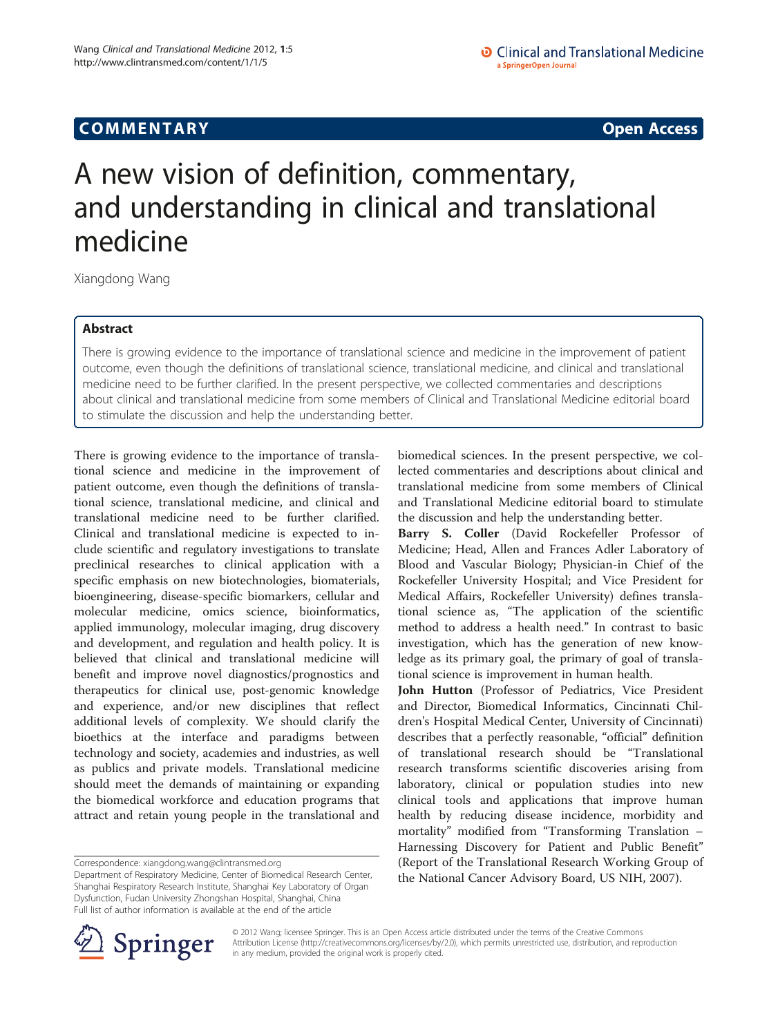COMMENTARY

Open Access

# A new vision of definition, commentary, and understanding in clinical and translational medicine

Xiangdong Wang

## Abstract

There is growing evidence to the importance of translational science and medicine in the improvement of patient outcome, even though the definitions of translational science, translational medicine, and clinical and translational medicine need to be further clarified. In the present perspective, we collected commentaries and descriptions about clinical and translational medicine from some members of Clinical and Translational Medicine editorial board to stimulate the discussion and help the understanding better.

There is growing evidence to the importance of translational science and medicine in the improvement of patient outcome, even though the definitions of translational science, translational medicine, and clinical and translational medicine need to be further clarified. Clinical and translational medicine is expected to include scientific and regulatory investigations to translate preclinical researches to clinical application with a specific emphasis on new biotechnologies, biomaterials, bioengineering, disease-specific biomarkers, cellular and molecular medicine, omics science, bioinformatics, applied immunology, molecular imaging, drug discovery and development, and regulation and health policy. It is believed that clinical and translational medicine will benefit and improve novel diagnostics/prognostics and therapeutics for clinical use, post-genomic knowledge and experience, and/or new disciplines that reflect additional levels of complexity. We should clarify the bioethics at the interface and paradigms between technology and society, academies and industries, as well as publics and private models. Translational medicine should meet the demands of maintaining or expanding the biomedical workforce and education programs that attract and retain young people in the translational and biomedical sciences. In the present perspective, we collected commentaries and descriptions about clinical and translational medicine from some members of Clinical and Translational Medicine editorial board to stimulate the discussion and help the understanding better.

**Barry S. Coller** (David Rockefeller Professor of Medicine; Head, Allen and Frances Adler Laboratory of Blood and Vascular Biology; Physician-in Chief of the Rockefeller University Hospital; and Vice President for Medical Affairs, Rockefeller University) defines translational science as, "The application of the scientific method to address a health need." In contrast to basic investigation, which has the generation of new knowledge as its primary goal, the primary of goal of translational science is improvement in human health.

**John Hutton** (Professor of Pediatrics, Vice President and Director, Biomedical Informatics, Cincinnati Children's Hospital Medical Center, University of Cincinnati) describes that a perfectly reasonable, "official" definition of translational research should be "Translational research transforms scientific discoveries arising from laboratory, clinical or population studies into new clinical tools and applications that improve human health by reducing disease incidence, morbidity and mortality" modified from "Transforming Translation – Harnessing Discovery for Patient and Public Benefit" (Report of the Translational Research Working Group of the National Cancer Advisory Board, US NIH, 2007).

Correspondence: xiangdong.wang@clintransmed.org
Department of Respiratory Medicine, Center of Biomedical Research Center, Shanghai Respiratory Research Institute, Shanghai Key Laboratory of Organ Dysfunction, Fudan University Zhongshan Hospital, Shanghai, China
Full list of author information is available at the end of the article

© 2012 Wang; licensee Springer. This is an Open Access article distributed under the terms of the Creative Commons Attribution License (http://creativecommons.org/licenses/by/2.0), which permits unrestricted use, distribution, and reproduction in any medium, provided the original work is properly cited.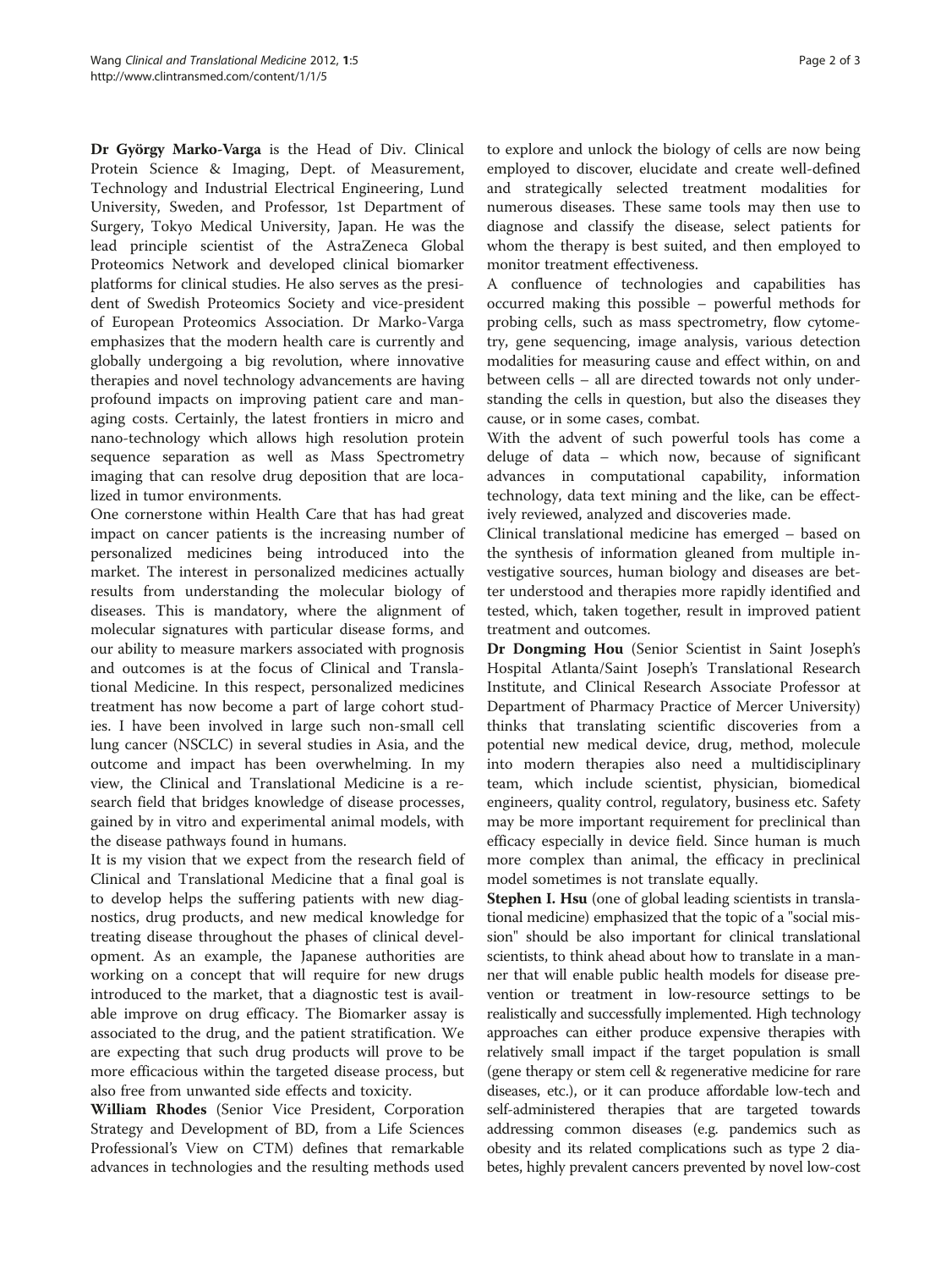**Dr György Marko-Varga** is the Head of Div. Clinical Protein Science & Imaging, Dept. of Measurement, Technology and Industrial Electrical Engineering, Lund University, Sweden, and Professor, 1st Department of Surgery, Tokyo Medical University, Japan. He was the lead principle scientist of the AstraZeneca Global Proteomics Network and developed clinical biomarker platforms for clinical studies. He also serves as the president of Swedish Proteomics Society and vice-president of European Proteomics Association. Dr Marko-Varga emphasizes that the modern health care is currently and globally undergoing a big revolution, where innovative therapies and novel technology advancements are having profound impacts on improving patient care and managing costs. Certainly, the latest frontiers in micro and nano-technology which allows high resolution protein sequence separation as well as Mass Spectrometry imaging that can resolve drug deposition that are localized in tumor environments.

One cornerstone within Health Care that has had great impact on cancer patients is the increasing number of personalized medicines being introduced into the market. The interest in personalized medicines actually results from understanding the molecular biology of diseases. This is mandatory, where the alignment of molecular signatures with particular disease forms, and our ability to measure markers associated with prognosis and outcomes is at the focus of Clinical and Translational Medicine. In this respect, personalized medicines treatment has now become a part of large cohort studies. I have been involved in large such non-small cell lung cancer (NSCLC) in several studies in Asia, and the outcome and impact has been overwhelming. In my view, the Clinical and Translational Medicine is a research field that bridges knowledge of disease processes, gained by in vitro and experimental animal models, with the disease pathways found in humans.

It is my vision that we expect from the research field of Clinical and Translational Medicine that a final goal is to develop helps the suffering patients with new diagnostics, drug products, and new medical knowledge for treating disease throughout the phases of clinical development. As an example, the Japanese authorities are working on a concept that will require for new drugs introduced to the market, that a diagnostic test is available improve on drug efficacy. The Biomarker assay is associated to the drug, and the patient stratification. We are expecting that such drug products will prove to be more efficacious within the targeted disease process, but also free from unwanted side effects and toxicity.

**William Rhodes** (Senior Vice President, Corporation Strategy and Development of BD, from a Life Sciences Professional's View on CTM) defines that remarkable advances in technologies and the resulting methods used to explore and unlock the biology of cells are now being employed to discover, elucidate and create well-defined and strategically selected treatment modalities for numerous diseases. These same tools may then use to diagnose and classify the disease, select patients for whom the therapy is best suited, and then employed to monitor treatment effectiveness.

A confluence of technologies and capabilities has occurred making this possible – powerful methods for probing cells, such as mass spectrometry, flow cytometry, gene sequencing, image analysis, various detection modalities for measuring cause and effect within, on and between cells – all are directed towards not only understanding the cells in question, but also the diseases they cause, or in some cases, combat.

With the advent of such powerful tools has come a deluge of data – which now, because of significant advances in computational capability, information technology, data text mining and the like, can be effectively reviewed, analyzed and discoveries made.

Clinical translational medicine has emerged – based on the synthesis of information gleaned from multiple investigative sources, human biology and diseases are better understood and therapies more rapidly identified and tested, which, taken together, result in improved patient treatment and outcomes.

**Dr Dongming Hou** (Senior Scientist in Saint Joseph's Hospital Atlanta/Saint Joseph's Translational Research Institute, and Clinical Research Associate Professor at Department of Pharmacy Practice of Mercer University) thinks that translating scientific discoveries from a potential new medical device, drug, method, molecule into modern therapies also need a multidisciplinary team, which include scientist, physician, biomedical engineers, quality control, regulatory, business etc. Safety may be more important requirement for preclinical than efficacy especially in device field. Since human is much more complex than animal, the efficacy in preclinical model sometimes is not translate equally.

**Stephen I. Hsu** (one of global leading scientists in translational medicine) emphasized that the topic of a "social mission" should be also important for clinical translational scientists, to think ahead about how to translate in a manner that will enable public health models for disease prevention or treatment in low-resource settings to be realistically and successfully implemented. High technology approaches can either produce expensive therapies with relatively small impact if the target population is small (gene therapy or stem cell & regenerative medicine for rare diseases, etc.), or it can produce affordable low-tech and self-administered therapies that are targeted towards addressing common diseases (e.g. pandemics such as obesity and its related complications such as type 2 diabetes, highly prevalent cancers prevented by novel low-cost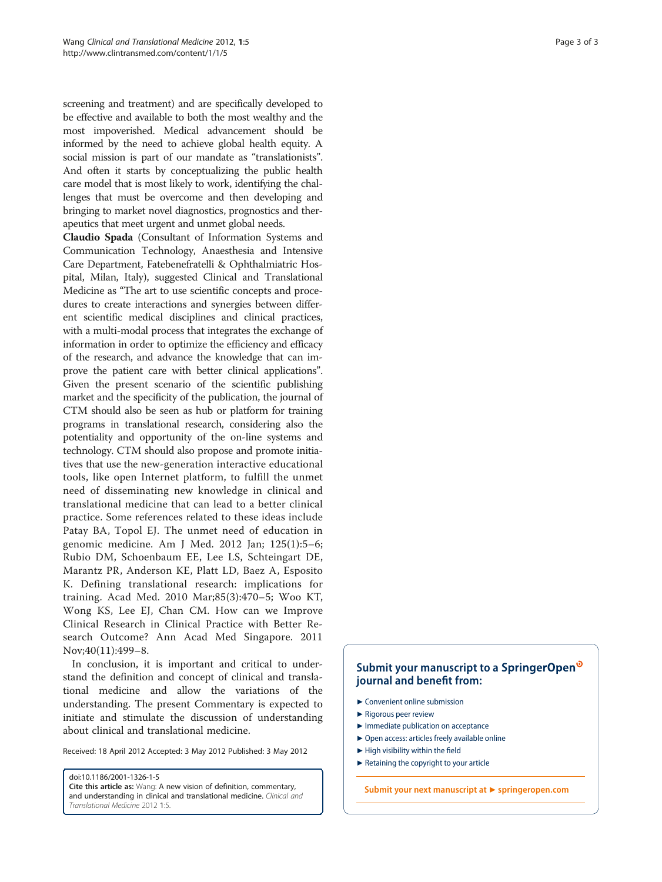screening and treatment) and are specifically developed to be effective and available to both the most wealthy and the most impoverished. Medical advancement should be informed by the need to achieve global health equity. A social mission is part of our mandate as "translationists". And often it starts by conceptualizing the public health care model that is most likely to work, identifying the challenges that must be overcome and then developing and bringing to market novel diagnostics, prognostics and therapeutics that meet urgent and unmet global needs.

**Claudio Spada** (Consultant of Information Systems and Communication Technology, Anaesthesia and Intensive Care Department, Fatebenefratelli & Ophthalmiatric Hospital, Milan, Italy), suggested Clinical and Translational Medicine as "The art to use scientific concepts and procedures to create interactions and synergies between different scientific medical disciplines and clinical practices, with a multi-modal process that integrates the exchange of information in order to optimize the efficiency and efficacy of the research, and advance the knowledge that can improve the patient care with better clinical applications". Given the present scenario of the scientific publishing market and the specificity of the publication, the journal of CTM should also be seen as hub or platform for training programs in translational research, considering also the potentiality and opportunity of the on-line systems and technology. CTM should also propose and promote initiatives that use the new-generation interactive educational tools, like open Internet platform, to fulfill the unmet need of disseminating new knowledge in clinical and translational medicine that can lead to a better clinical practice. Some references related to these ideas include Patay BA, Topol EJ. The unmet need of education in genomic medicine. Am J Med. 2012 Jan; 125(1):5–6; Rubio DM, Schoenbaum EE, Lee LS, Schteingart DE, Marantz PR, Anderson KE, Platt LD, Baez A, Esposito K. Defining translational research: implications for training. Acad Med. 2010 Mar;85(3):470–5; Woo KT, Wong KS, Lee EJ, Chan CM. How can we Improve Clinical Research in Clinical Practice with Better Research Outcome? Ann Acad Med Singapore. 2011 Nov;40(11):499–8.

In conclusion, it is important and critical to understand the definition and concept of clinical and translational medicine and allow the variations of the understanding. The present Commentary is expected to initiate and stimulate the discussion of understanding about clinical and translational medicine.

Received: 18 April 2012 Accepted: 3 May 2012 Published: 3 May 2012

doi:10.1186/2001-1326-1-5
**Cite this article as:** Wang: A new vision of definition, commentary, and understanding in clinical and translational medicine. *Clinical and Translational Medicine* 2012 **1**:5.

**Submit your manuscript to a SpringerOpen journal and benefit from:**

- ► Convenient online submission
- ► Rigorous peer review
- ► Immediate publication on acceptance
- ► Open access: articles freely available online
- ► High visibility within the field
- ► Retaining the copyright to your article

**Submit your next manuscript at ► springeropen.com**